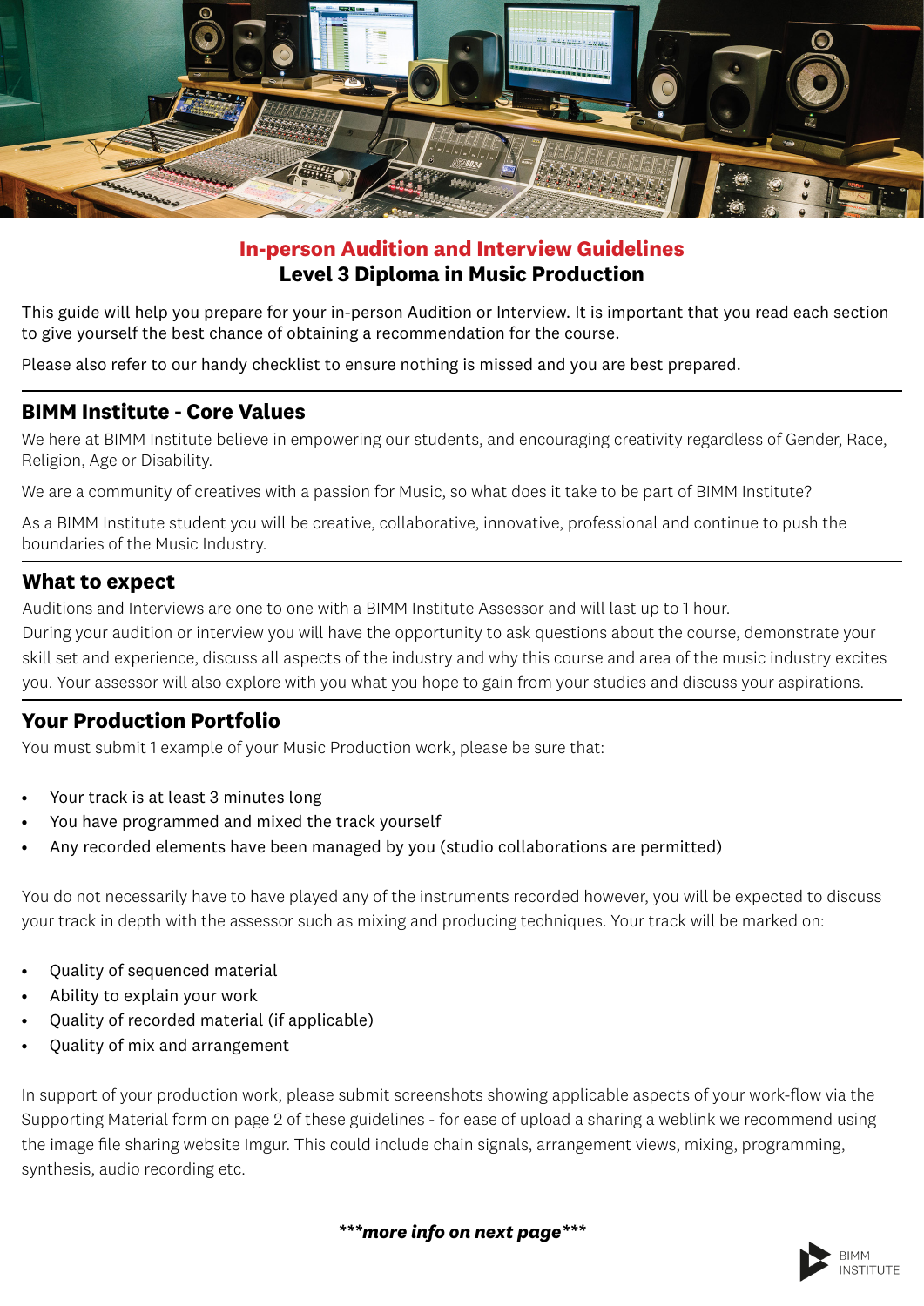# In-person Audition and Interview Guidelines
## Level 3 Diploma in Music Production

This guide will help you prepare for your in-person Audition or Interview. It is important that you read each section to give yourself the best chance of obtaining a recommendation for the course.

Please also refer to our handy checklist to ensure nothing is missed and you are best prepared.

## BIMM Institute - Core Values

We here at BIMM Institute believe in empowering our students, and encouraging creativity regardless of Gender, Race, Religion, Age or Disability.

We are a community of creatives with a passion for Music, so what does it take to be part of BIMM Institute?

As a BIMM Institute student you will be creative, collaborative, innovative, professional and continue to push the boundaries of the Music Industry.

## What to expect

Auditions and Interviews are one to one with a BIMM Institute Assessor and will last up to 1 hour.
During your audition or interview you will have the opportunity to ask questions about the course, demonstrate your skill set and experience, discuss all aspects of the industry and why this course and area of the music industry excites you. Your assessor will also explore with you what you hope to gain from your studies and discuss your aspirations.

## Your Production Portfolio

You must submit 1 example of your Music Production work, please be sure that:

- Your track is at least 3 minutes long
- You have programmed and mixed the track yourself
- Any recorded elements have been managed by you (studio collaborations are permitted)

You do not necessarily have to have played any of the instruments recorded however, you will be expected to discuss your track in depth with the assessor such as mixing and producing techniques. Your track will be marked on:

- Quality of sequenced material
- Ability to explain your work
- Quality of recorded material (if applicable)
- Quality of mix and arrangement

In support of your production work, please submit screenshots showing applicable aspects of your work-flow via the Supporting Material form on page 2 of these guidelines - for ease of upload a sharing a weblink we recommend using the image file sharing website Imgur. This could include chain signals, arrangement views, mixing, programming, synthesis, audio recording etc.

***\*\*\*more info on next page\*\*\****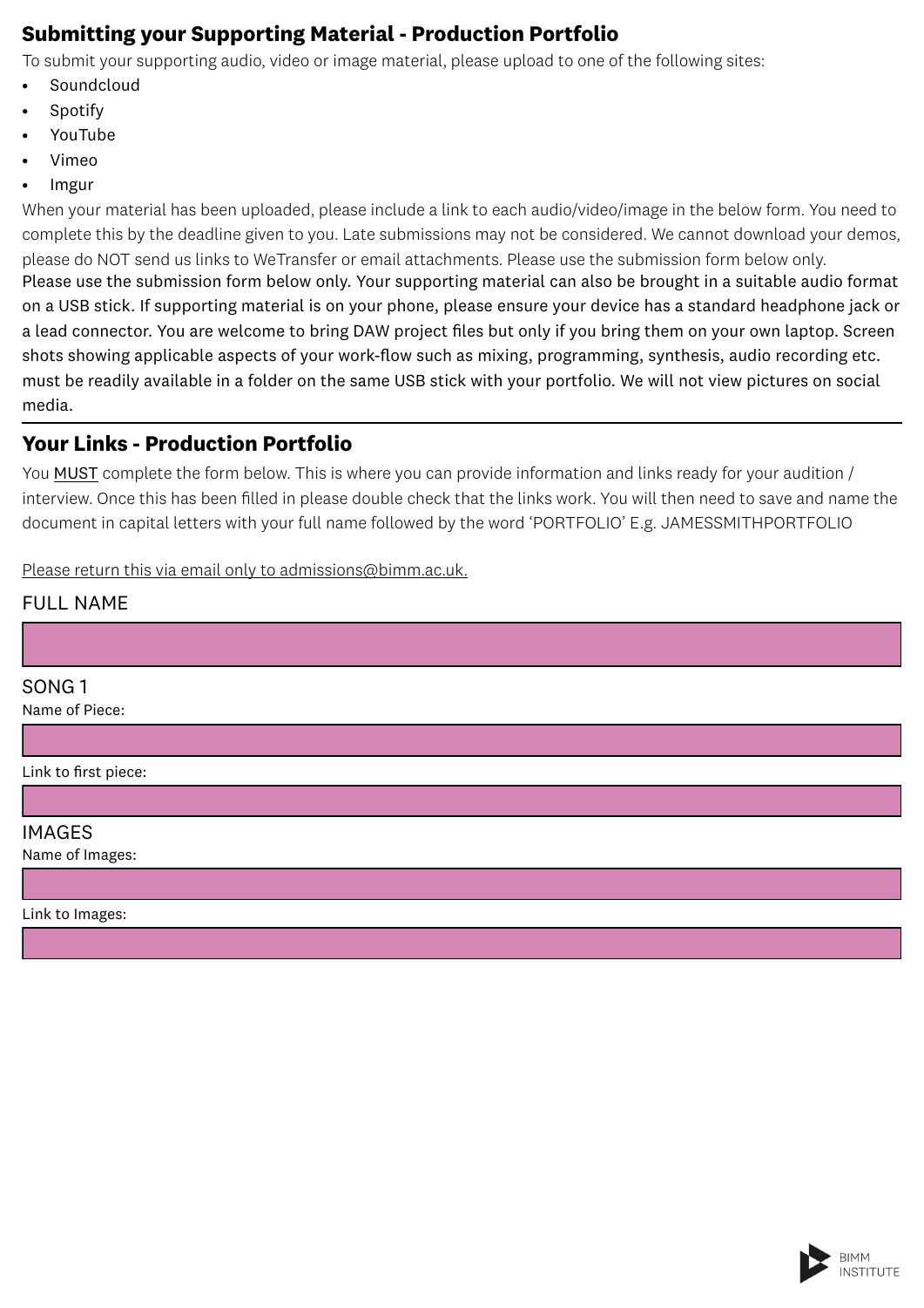## Submitting your Supporting Material - Production Portfolio

To submit your supporting audio, video or image material, please upload to one of the following sites:

- Soundcloud
- Spotify
- YouTube
- Vimeo
- Imgur

When your material has been uploaded, please include a link to each audio/video/image in the below form. You need to complete this by the deadline given to you. Late submissions may not be considered. We cannot download your demos, please do NOT send us links to WeTransfer or email attachments. Please use the submission form below only.

Please use the submission form below only. Your supporting material can also be brought in a suitable audio format on a USB stick. If supporting material is on your phone, please ensure your device has a standard headphone jack or a lead connector. You are welcome to bring DAW project files but only if you bring them on your own laptop. Screen shots showing applicable aspects of your work-flow such as mixing, programming, synthesis, audio recording etc. must be readily available in a folder on the same USB stick with your portfolio. We will not view pictures on social media.

## Your Links - Production Portfolio

You MUST complete the form below. This is where you can provide information and links ready for your audition / interview. Once this has been filled in please double check that the links work. You will then need to save and name the document in capital letters with your full name followed by the word 'PORTFOLIO' E.g. JAMESSMITHPORTFOLIO

Please return this via email only to admissions@bimm.ac.uk.

FULL NAME

SONG 1

Name of Piece:

Link to first piece:

IMAGES

Name of Images:

Link to Images: